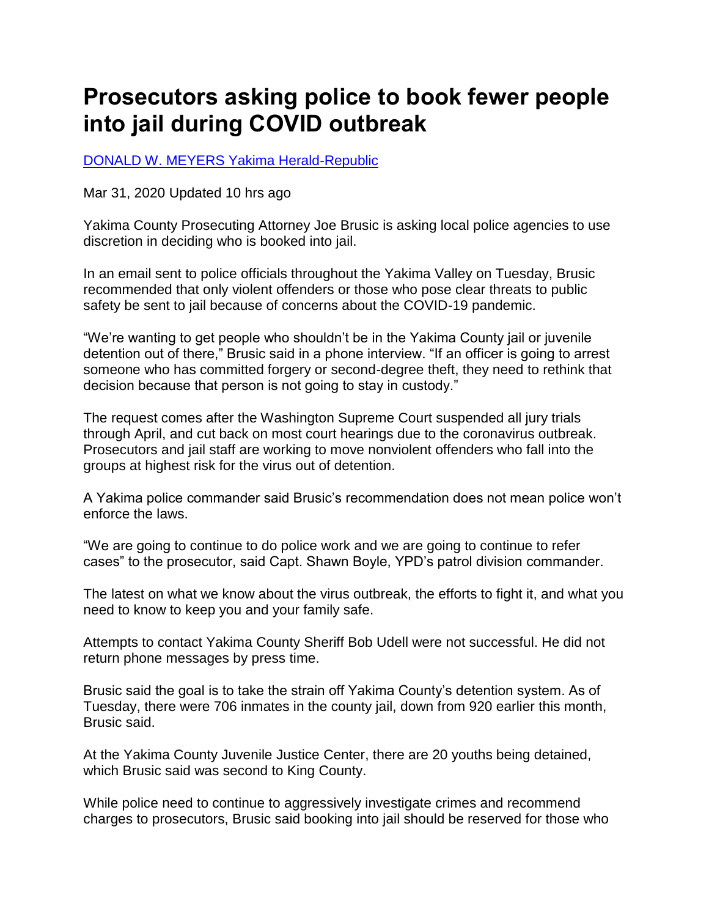# Prosecutors asking police to book fewer people into jail during COVID outbreak

[DONALD W. MEYERS Yakima Herald-Republic]

Mar 31, 2020 Updated 10 hrs ago

Yakima County Prosecuting Attorney Joe Brusic is asking local police agencies to use discretion in deciding who is booked into jail.

In an email sent to police officials throughout the Yakima Valley on Tuesday, Brusic recommended that only violent offenders or those who pose clear threats to public safety be sent to jail because of concerns about the COVID-19 pandemic.

"We're wanting to get people who shouldn't be in the Yakima County jail or juvenile detention out of there," Brusic said in a phone interview. "If an officer is going to arrest someone who has committed forgery or second-degree theft, they need to rethink that decision because that person is not going to stay in custody."

The request comes after the Washington Supreme Court suspended all jury trials through April, and cut back on most court hearings due to the coronavirus outbreak. Prosecutors and jail staff are working to move nonviolent offenders who fall into the groups at highest risk for the virus out of detention.

A Yakima police commander said Brusic's recommendation does not mean police won't enforce the laws.

"We are going to continue to do police work and we are going to continue to refer cases" to the prosecutor, said Capt. Shawn Boyle, YPD's patrol division commander.

The latest on what we know about the virus outbreak, the efforts to fight it, and what you need to know to keep you and your family safe.

Attempts to contact Yakima County Sheriff Bob Udell were not successful. He did not return phone messages by press time.

Brusic said the goal is to take the strain off Yakima County's detention system. As of Tuesday, there were 706 inmates in the county jail, down from 920 earlier this month, Brusic said.

At the Yakima County Juvenile Justice Center, there are 20 youths being detained, which Brusic said was second to King County.

While police need to continue to aggressively investigate crimes and recommend charges to prosecutors, Brusic said booking into jail should be reserved for those who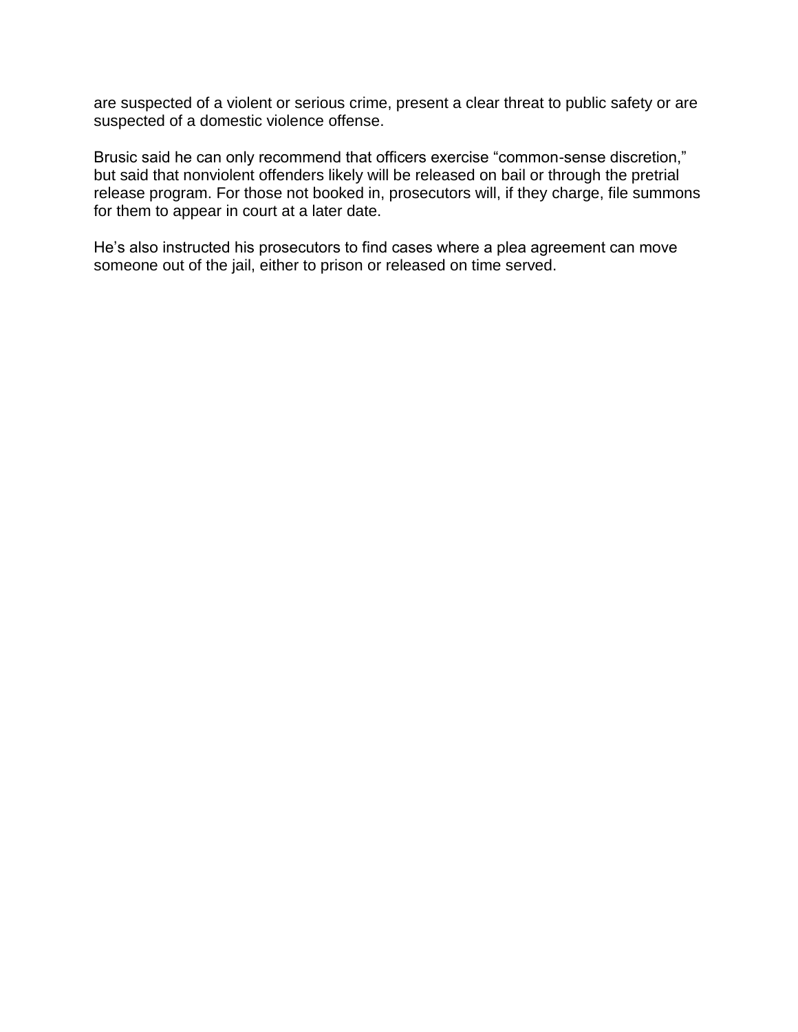are suspected of a violent or serious crime, present a clear threat to public safety or are suspected of a domestic violence offense.

Brusic said he can only recommend that officers exercise “common-sense discretion,” but said that nonviolent offenders likely will be released on bail or through the pretrial release program. For those not booked in, prosecutors will, if they charge, file summons for them to appear in court at a later date.

He’s also instructed his prosecutors to find cases where a plea agreement can move someone out of the jail, either to prison or released on time served.